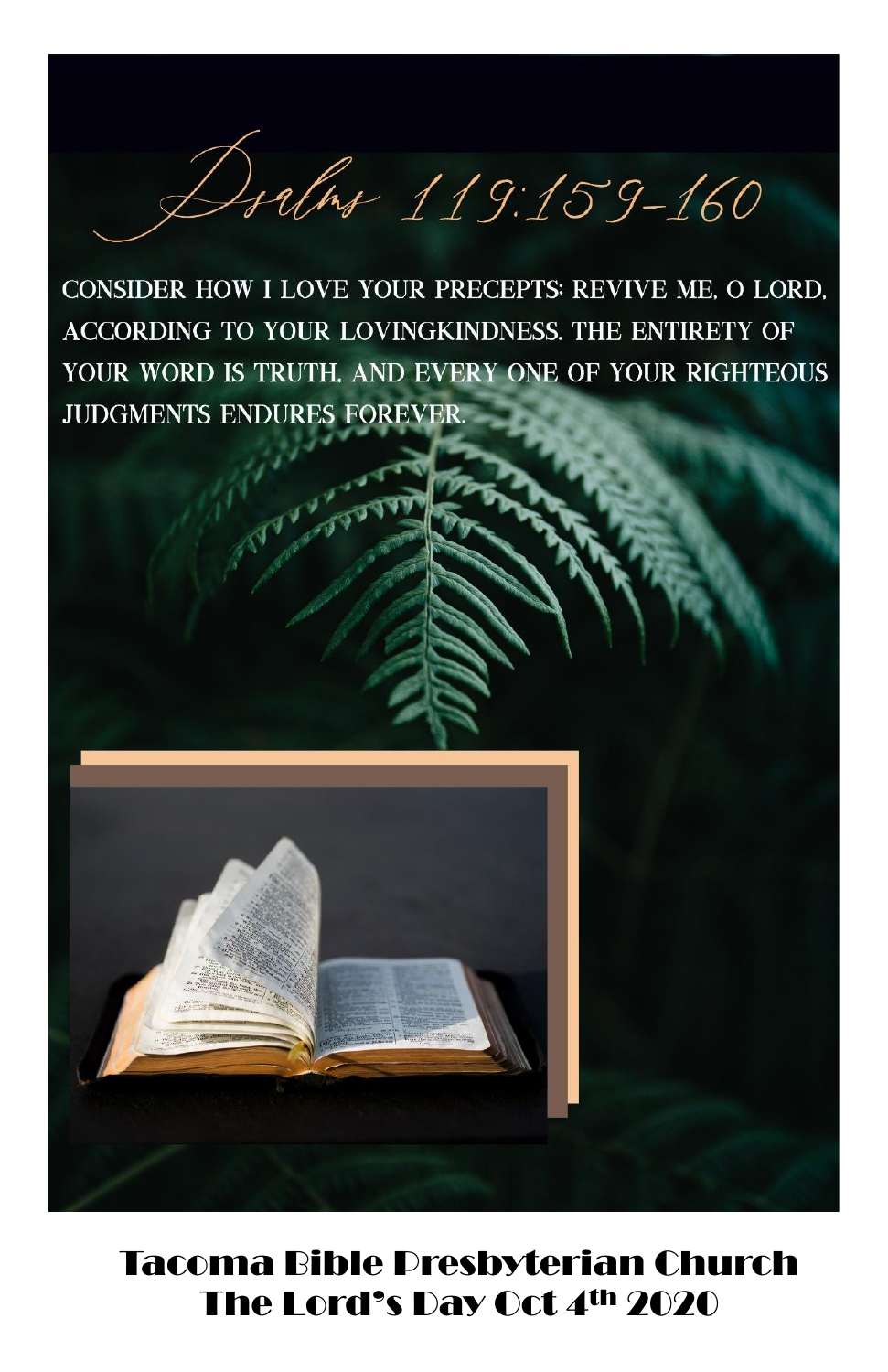# Psalms 119:159-160

CONSIDER HOW I LOVE YOUR PRECEPTS; REVIVE ME, O LORD, ACCORDING TO YOUR LOVINGKINDNESS. THE ENTIRETY OF YOUR WORD IS TRUTH, AND EVERY ONE OF YOUR RIGHTEOUS JUDGMENTS ENDURES FOREVER.

**Tacoma Bible Presbyterian Church**

**The Lord's Day Oct 4th 2020**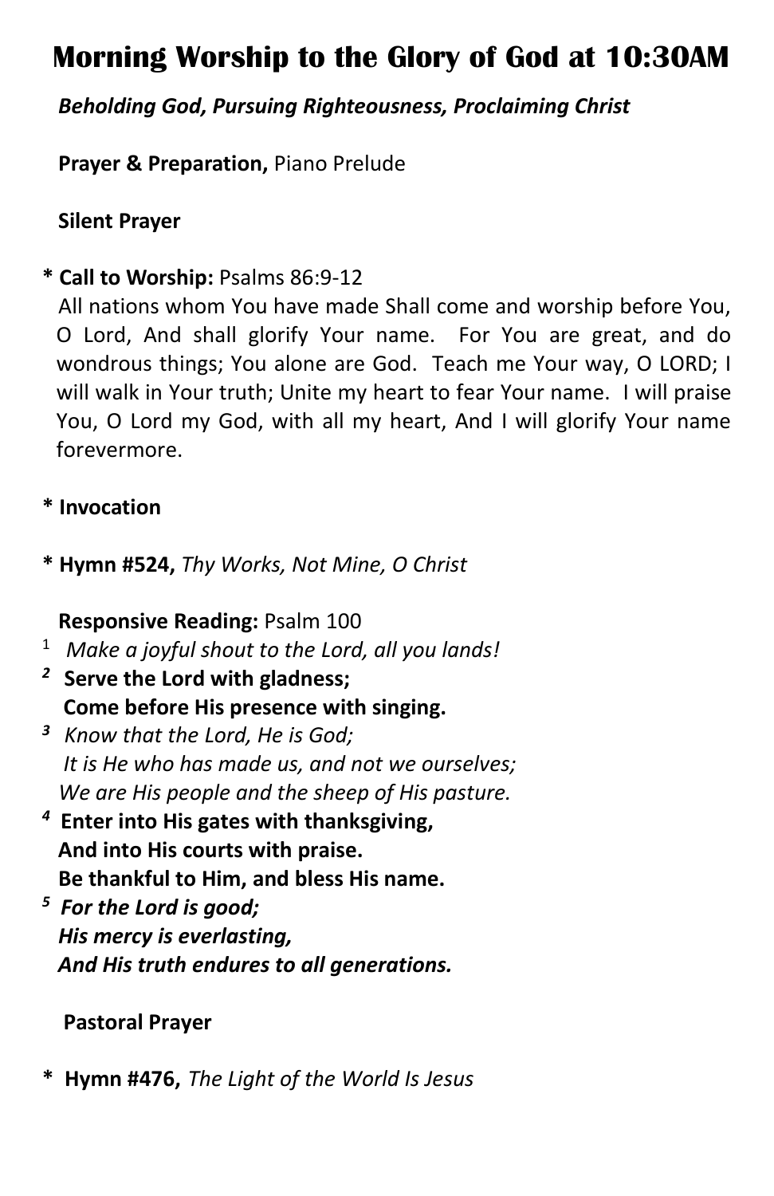# Morning Worship to the Glory of God at 10:30AM

***Beholding God, Pursuing Righteousness, Proclaiming Christ***

**Prayer & Preparation,** Piano Prelude

**Silent Prayer**

**\* Call to Worship:** Psalms 86:9-12

All nations whom You have made Shall come and worship before You, O Lord, And shall glorify Your name. For You are great, and do wondrous things; You alone are God. Teach me Your way, O LORD; I will walk in Your truth; Unite my heart to fear Your name. I will praise You, O Lord my God, with all my heart, And I will glorify Your name forevermore.

**\* Invocation**

**\* Hymn #524,** *Thy Works, Not Mine, O Christ*

**Responsive Reading:** Psalm 100

1 *Make a joyful shout to the Lord, all you lands!*

***2*** **Serve the Lord with gladness;**
**Come before His presence with singing.**

***3*** *Know that the Lord, He is God;*
*It is He who has made us, and not we ourselves;*
*We are His people and the sheep of His pasture.*

***4*** **Enter into His gates with thanksgiving,**
**And into His courts with praise.**
**Be thankful to Him, and bless His name.**

***5*** ***For the Lord is good;***
***His mercy is everlasting,***
***And His truth endures to all generations.***

**Pastoral Prayer**

**\* Hymn #476,** *The Light of the World Is Jesus*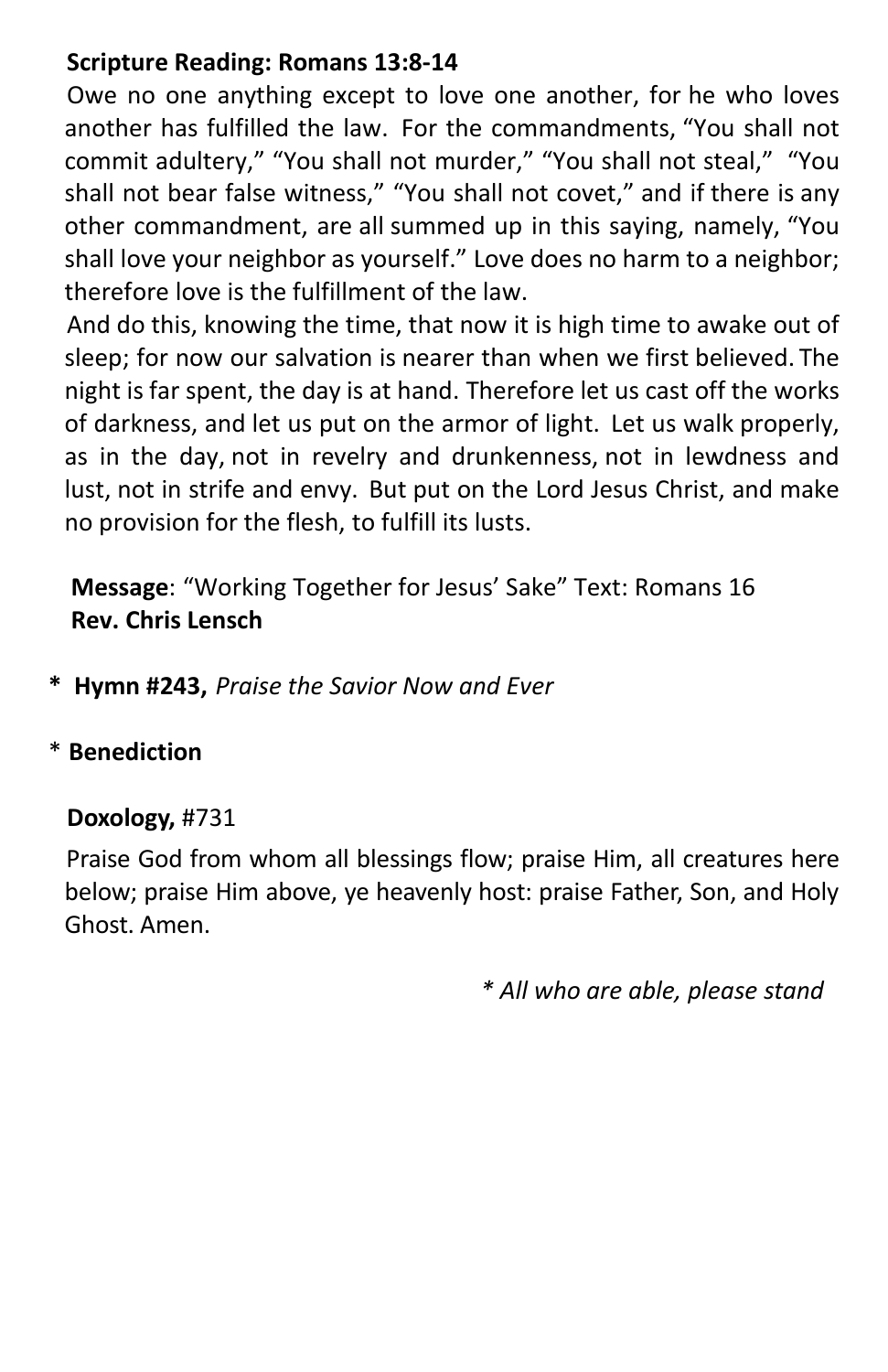**Scripture Reading: Romans 13:8-14**

Owe no one anything except to love one another, for he who loves another has fulfilled the law. For the commandments, “You shall not commit adultery,” “You shall not murder,” “You shall not steal,” “You shall not bear false witness,” “You shall not covet,” and if there is any other commandment, are all summed up in this saying, namely, “You shall love your neighbor as yourself.” Love does no harm to a neighbor; therefore love is the fulfillment of the law.

And do this, knowing the time, that now it is high time to awake out of sleep; for now our salvation is nearer than when we first believed. The night is far spent, the day is at hand. Therefore let us cast off the works of darkness, and let us put on the armor of light. Let us walk properly, as in the day, not in revelry and drunkenness, not in lewdness and lust, not in strife and envy. But put on the Lord Jesus Christ, and make no provision for the flesh, to fulfill its lusts.

**Message**: “Working Together for Jesus’ Sake” Text: Romans 16
**Rev. Chris Lensch**

\* **Hymn #243,** *Praise the Savior Now and Ever*

\* **Benediction**

**Doxology,** #731

Praise God from whom all blessings flow; praise Him, all creatures here below; praise Him above, ye heavenly host: praise Father, Son, and Holy Ghost. Amen.

*\* All who are able, please stand*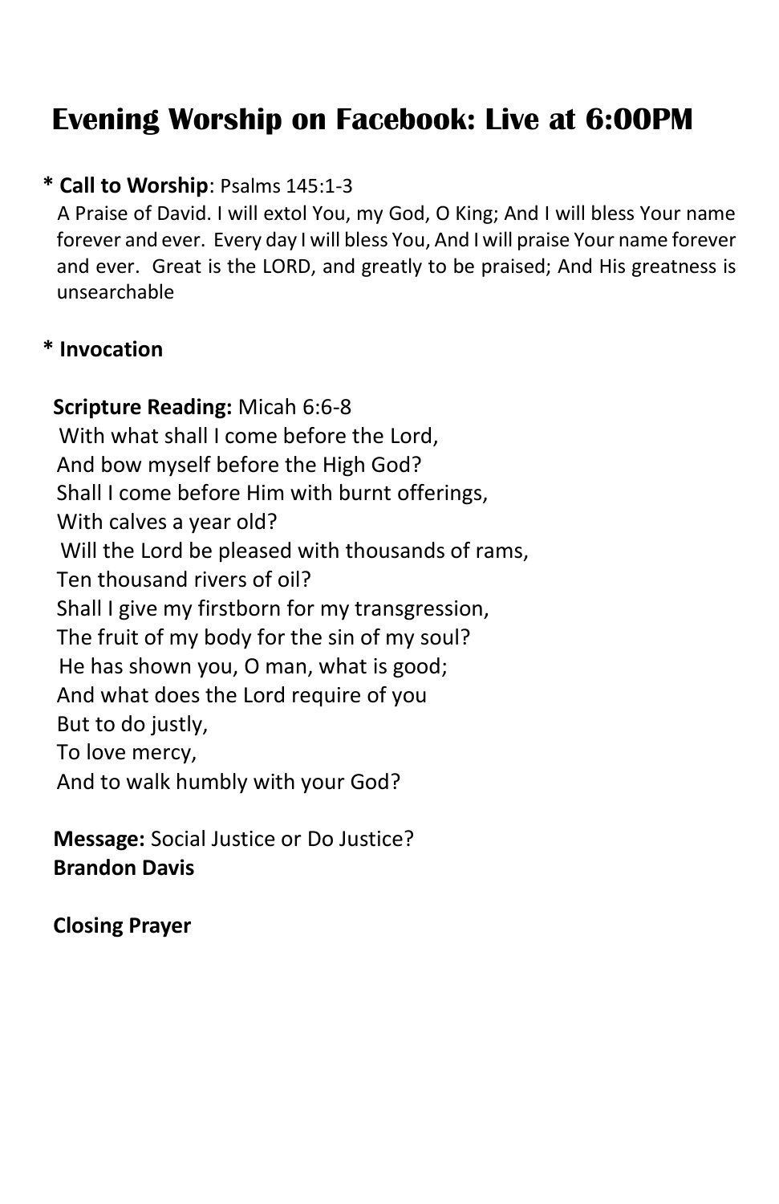# Evening Worship on Facebook: Live at 6:00PM

**\* Call to Worship**: Psalms 145:1-3

A Praise of David. I will extol You, my God, O King; And I will bless Your name forever and ever. Every day I will bless You, And I will praise Your name forever and ever. Great is the LORD, and greatly to be praised; And His greatness is unsearchable

**\* Invocation**

**Scripture Reading:** Micah 6:6-8

With what shall I come before the Lord,
And bow myself before the High God?
Shall I come before Him with burnt offerings,
With calves a year old?
Will the Lord be pleased with thousands of rams,
Ten thousand rivers of oil?
Shall I give my firstborn for my transgression,
The fruit of my body for the sin of my soul?
He has shown you, O man, what is good;
And what does the Lord require of you
But to do justly,
To love mercy,
And to walk humbly with your God?

**Message:** Social Justice or Do Justice?
**Brandon Davis**

**Closing Prayer**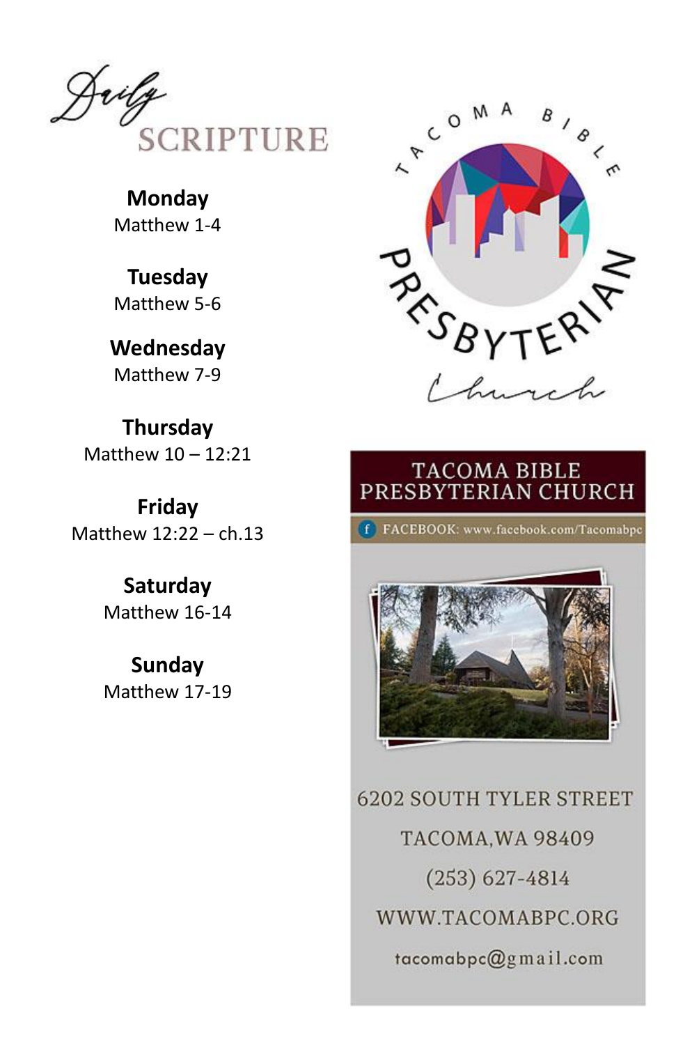# *Daily* SCRIPTURE

**Monday**
Matthew 1-4

**Tuesday**
Matthew 5-6

**Wednesday**
Matthew 7-9

**Thursday**
Matthew 10 – 12:21

**Friday**
Matthew 12:22 – ch.13

**Saturday**
Matthew 16-14

**Sunday**
Matthew 17-19

TACOMA BIBLE PRESBYTERIAN *Church*

## TACOMA BIBLE PRESBYTERIAN CHURCH

FACEBOOK: www.facebook.com/Tacomabpc

6202 SOUTH TYLER STREET

TACOMA,WA 98409

(253) 627-4814

WWW.TACOMABPC.ORG

tacomabpc@gmail.com